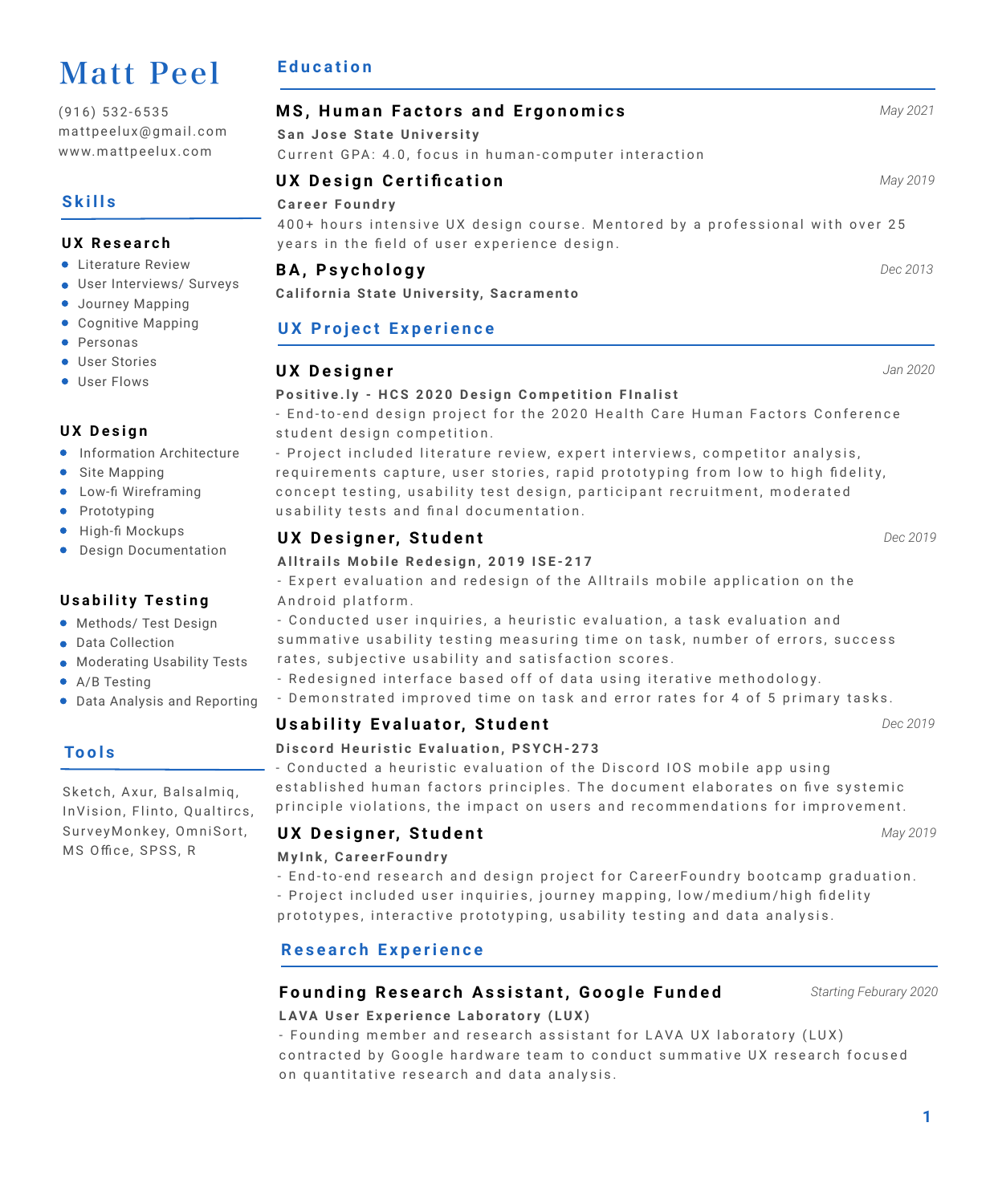# Matt Peel

(916) 532-6535
mattpeelux@gmail.com
www.mattpeelux.com

## Skills

### UX Research

- Literature Review
- User Interviews/ Surveys
- Journey Mapping
- Cognitive Mapping
- Personas
- User Stories
- User Flows

### UX Design

- Information Architecture
- Site Mapping
- Low-fi Wireframing
- Prototyping
- High-fi Mockups
- Design Documentation

### Usability Testing

- Methods/ Test Design
- Data Collection
- Moderating Usability Tests
- A/B Testing
- Data Analysis and Reporting

## Tools

Sketch, Axur, Balsalmiq, InVision, Flinto, Qualtircs, SurveyMonkey, OmniSort, MS Office, SPSS, R

## Education

### MS, Human Factors and Ergonomics
*May 2021*

**San Jose State University**

Current GPA: 4.0, focus in human-computer interaction

### UX Design Certification
*May 2019*

**Career Foundry**

400+ hours intensive UX design course. Mentored by a professional with over 25 years in the field of user experience design.

### BA, Psychology
*Dec 2013*

**California State University, Sacramento**

## UX Project Experience

### UX Designer
*Jan 2020*

**Positive.ly - HCS 2020 Design Competition FInalist**

- End-to-end design project for the 2020 Health Care Human Factors Conference student design competition.
- Project included literature review, expert interviews, competitor analysis, requirements capture, user stories, rapid prototyping from low to high fidelity, concept testing, usability test design, participant recruitment, moderated usability tests and final documentation.

### UX Designer, Student
*Dec 2019*

**Alltrails Mobile Redesign, 2019 ISE-217**

- Expert evaluation and redesign of the Alltrails mobile application on the Android platform.
- Conducted user inquiries, a heuristic evaluation, a task evaluation and summative usability testing measuring time on task, number of errors, success rates, subjective usability and satisfaction scores.
- Redesigned interface based off of data using iterative methodology.
- Demonstrated improved time on task and error rates for 4 of 5 primary tasks.

### Usability Evaluator, Student
*Dec 2019*

**Discord Heuristic Evaluation, PSYCH-273**

- Conducted a heuristic evaluation of the Discord IOS mobile app using established human factors principles. The document elaborates on five systemic principle violations, the impact on users and recommendations for improvement.

### UX Designer, Student
*May 2019*

**MyInk, CareerFoundry**

- End-to-end research and design project for CareerFoundry bootcamp graduation.
- Project included user inquiries, journey mapping, low/medium/high fidelity prototypes, interactive prototyping, usability testing and data analysis.

## Research Experience

### Founding Research Assistant, Google Funded
*Starting Feburary 2020*

**LAVA User Experience Laboratory (LUX)**

- Founding member and research assistant for LAVA UX laboratory (LUX) contracted by Google hardware team to conduct summative UX research focused on quantitative research and data analysis.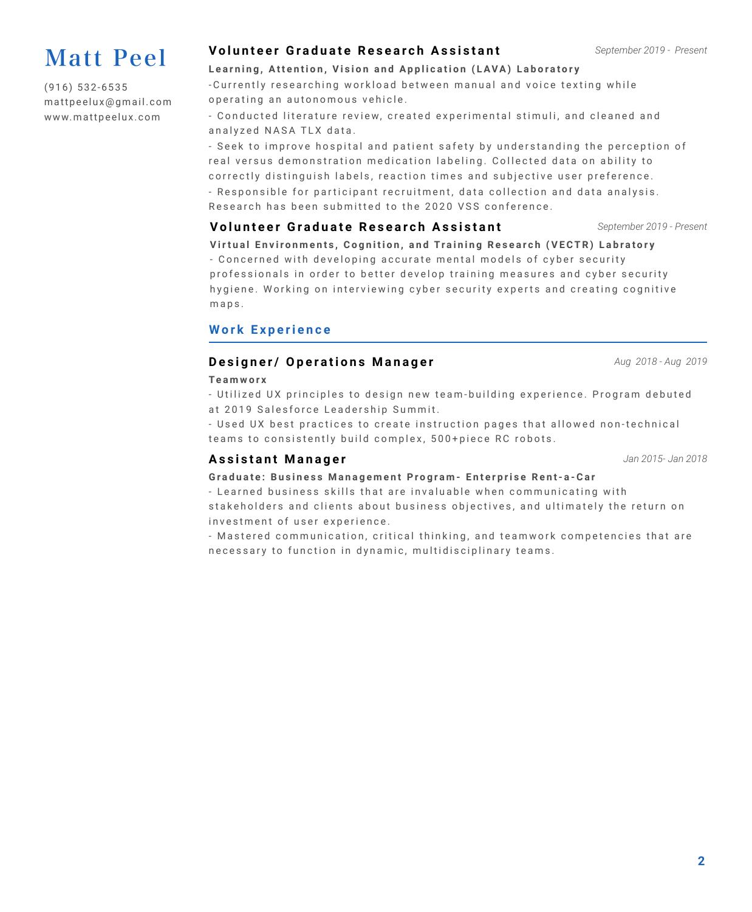# Matt Peel

(916) 532-6535
mattpeelux@gmail.com
www.mattpeelux.com

### Volunteer Graduate Research Assistant

*September 2019 - Present*

**Learning, Attention, Vision and Application (LAVA) Laboratory**

-Currently researching workload between manual and voice texting while operating an autonomous vehicle.

- Conducted literature review, created experimental stimuli, and cleaned and analyzed NASA TLX data.
- Seek to improve hospital and patient safety by understanding the perception of real versus demonstration medication labeling. Collected data on ability to correctly distinguish labels, reaction times and subjective user preference.
- Responsible for participant recruitment, data collection and data analysis. Research has been submitted to the 2020 VSS conference.

### Volunteer Graduate Research Assistant

*September 2019 - Present*

**Virtual Environments, Cognition, and Training Research (VECTR) Labratory**

- Concerned with developing accurate mental models of cyber security professionals in order to better develop training measures and cyber security hygiene. Working on interviewing cyber security experts and creating cognitive maps.

## Work Experience

### Designer/ Operations Manager

*Aug 2018 - Aug 2019*

**Teamworx**

- Utilized UX principles to design new team-building experience. Program debuted at 2019 Salesforce Leadership Summit.
- Used UX best practices to create instruction pages that allowed non-technical teams to consistently build complex, 500+piece RC robots.

### Assistant Manager

*Jan 2015- Jan 2018*

**Graduate: Business Management Program- Enterprise Rent-a-Car**

- Learned business skills that are invaluable when communicating with stakeholders and clients about business objectives, and ultimately the return on investment of user experience.
- Mastered communication, critical thinking, and teamwork competencies that are necessary to function in dynamic, multidisciplinary teams.